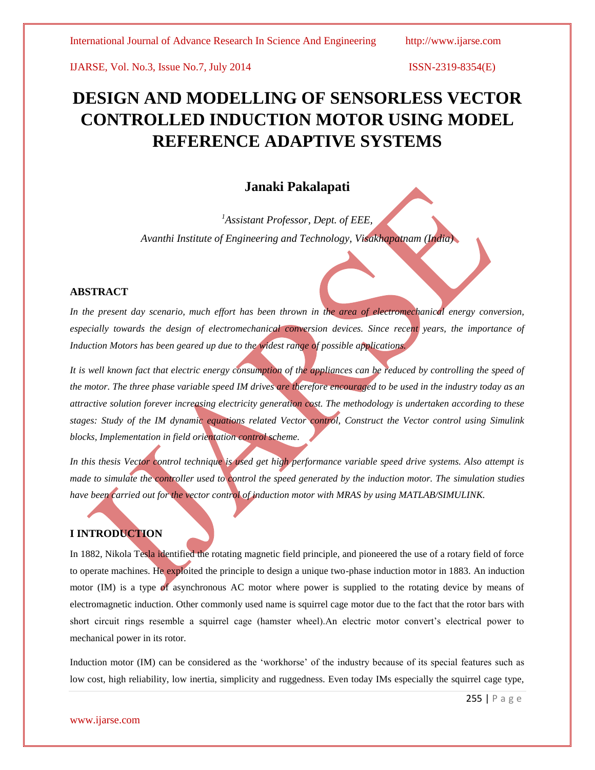# DESIGN AND MODELLING OF SENSORLESS VECTOR CONTROLLED INDUCTION MOTOR USING MODEL REFERENCE ADAPTIVE SYSTEMS

## Janaki Pakalapati

[1]*Assistant Professor, Dept. of EEE,*

*Avanthi Institute of Engineering and Technology, Visakhapatnam (India)*

## ABSTRACT

*In the present day scenario, much effort has been thrown in the area of electromechanical energy conversion, especially towards the design of electromechanical conversion devices. Since recent years, the importance of Induction Motors has been geared up due to the widest range of possible applications.*

*It is well known fact that electric energy consumption of the appliances can be reduced by controlling the speed of the motor. The three phase variable speed IM drives are therefore encouraged to be used in the industry today as an attractive solution forever increasing electricity generation cost. The methodology is undertaken according to these stages: Study of the IM dynamic equations related Vector control, Construct the Vector control using Simulink blocks, Implementation in field orientation control scheme.*

*In this thesis Vector control technique is used get high performance variable speed drive systems. Also attempt is made to simulate the controller used to control the speed generated by the induction motor. The simulation studies have been carried out for the vector control of induction motor with MRAS by using MATLAB/SIMULINK.*

## I INTRODUCTION

In 1882, Nikola Tesla identified the rotating magnetic field principle, and pioneered the use of a rotary field of force to operate machines. He exploited the principle to design a unique two-phase induction motor in 1883. An induction motor (IM) is a type of asynchronous AC motor where power is supplied to the rotating device by means of electromagnetic induction. Other commonly used name is squirrel cage motor due to the fact that the rotor bars with short circuit rings resemble a squirrel cage (hamster wheel).An electric motor convert's electrical power to mechanical power in its rotor.

Induction motor (IM) can be considered as the 'workhorse' of the industry because of its special features such as low cost, high reliability, low inertia, simplicity and ruggedness. Even today IMs especially the squirrel cage type,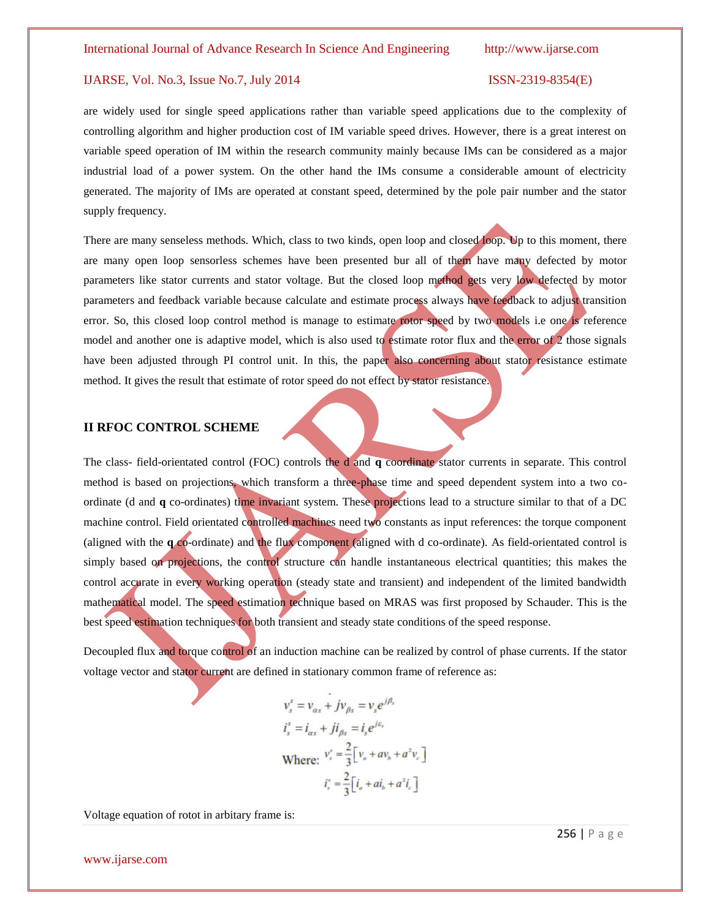are widely used for single speed applications rather than variable speed applications due to the complexity of controlling algorithm and higher production cost of IM variable speed drives. However, there is a great interest on variable speed operation of IM within the research community mainly because IMs can be considered as a major industrial load of a power system. On the other hand the IMs consume a considerable amount of electricity generated. The majority of IMs are operated at constant speed, determined by the pole pair number and the stator supply frequency.

There are many senseless methods. Which, class to two kinds, open loop and closed loop. Up to this moment, there are many open loop sensorless schemes have been presented bur all of them have many defected by motor parameters like stator currents and stator voltage. But the closed loop method gets very low defected by motor parameters and feedback variable because calculate and estimate process always have feedback to adjust transition error. So, this closed loop control method is manage to estimate rotor speed by two models i.e one is reference model and another one is adaptive model, which is also used to estimate rotor flux and the error of 2 those signals have been adjusted through PI control unit. In this, the paper also concerning about stator resistance estimate method. It gives the result that estimate of rotor speed do not effect by stator resistance.

## II RFOC CONTROL SCHEME

The class- field-orientated control (FOC) controls the d and **q** coordinate stator currents in separate. This control method is based on projections, which transform a three-phase time and speed dependent system into a two co-ordinate (d and **q** co-ordinates) time invariant system. These projections lead to a structure similar to that of a DC machine control. Field orientated controlled machines need two constants as input references: the torque component (aligned with the **q** co-ordinate) and the flux component (aligned with d co-ordinate). As field-orientated control is simply based on projections, the control structure can handle instantaneous electrical quantities; this makes the control accurate in every working operation (steady state and transient) and independent of the limited bandwidth mathematical model. The speed estimation technique based on MRAS was first proposed by Schauder. This is the best speed estimation techniques for both transient and steady state conditions of the speed response.

Decoupled flux and torque control of an induction machine can be realized by control of phase currents. If the stator voltage vector and stator current are defined in stationary common frame of reference as:

$$v_s^s = v_{\alpha s} + jv_{\beta s} = v_s e^{j\beta_s}$$

$$i_s^s = i_{\alpha s} + ji_{\beta s} = i_s e^{j\varepsilon_s}$$

$$\text{Where: } v_s^s = \frac{2}{3}\left[v_a + av_b + a^2 v_c\right]$$

$$i_s^s = \frac{2}{3}\left[i_a + ai_b + a^2 i_c\right]$$

Voltage equation of rotot in arbitary frame is: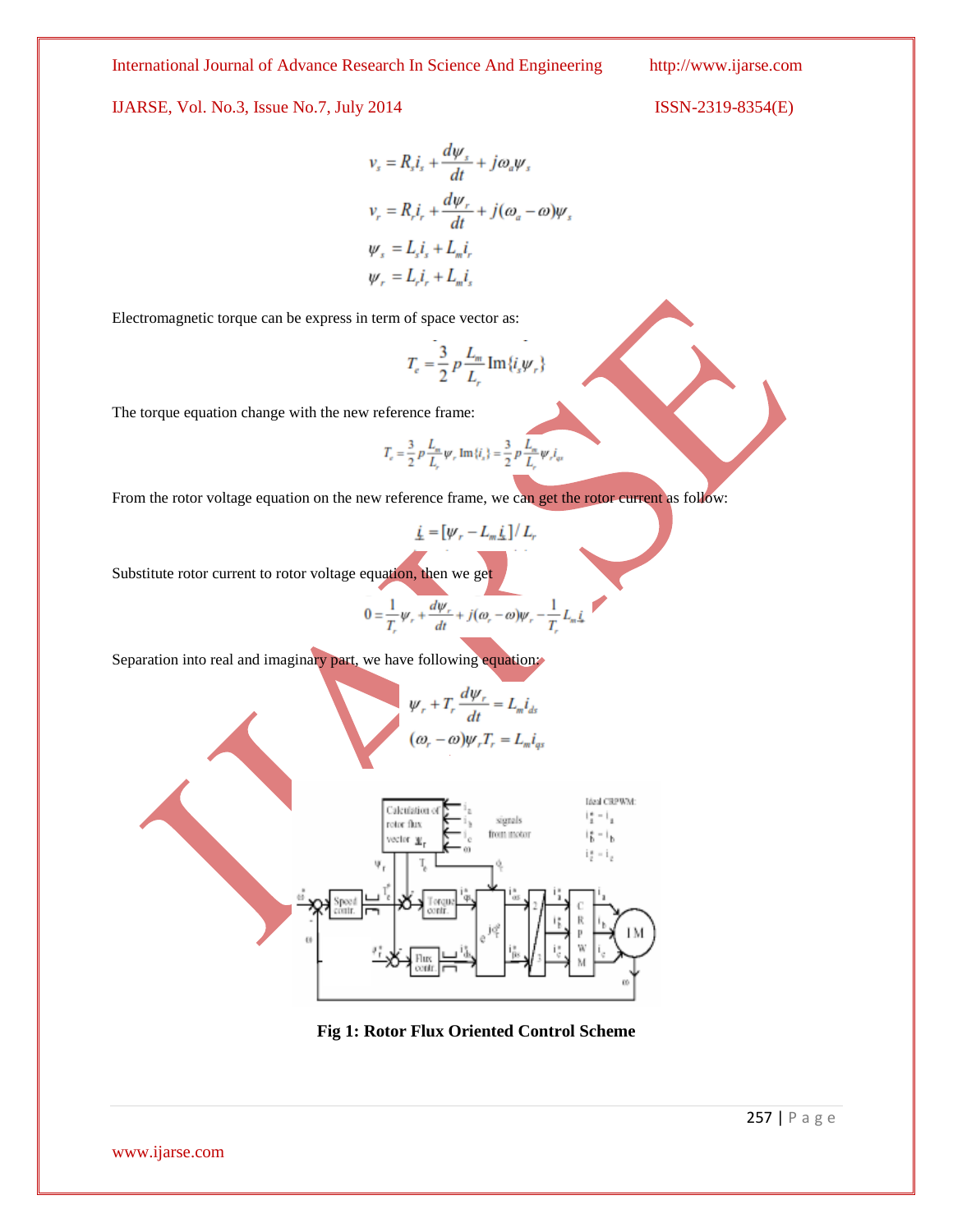$$v_s = R_s i_s + \frac{d\psi_s}{dt} + j\omega_a \psi_s$$

$$v_r = R_r i_r + \frac{d\psi_r}{dt} + j(\omega_a - \omega)\psi_s$$

$$\psi_s = L_s i_s + L_m i_r$$

$$\psi_r = L_r i_r + L_m i_s$$

Electromagnetic torque can be express in term of space vector as:

$$T_e = \frac{3}{2} p \frac{L_m}{L_r} \operatorname{Im}\{i_s \psi_r\}$$

The torque equation change with the new reference frame:

$$T_e = \frac{3}{2} p \frac{L_m}{L_r} \psi_r \operatorname{Im}\{i_s\} = \frac{3}{2} p \frac{L_m}{L_r} \psi_r i_{qs}$$

From the rotor voltage equation on the new reference frame, we can get the rotor current as follow:

$$\underline{i} = [\psi_r - L_m \underline{i}] / L_r$$

Substitute rotor current to rotor voltage equation, then we get

$$0 = \frac{1}{T_r}\psi_r + \frac{d\psi_r}{dt} + j(\omega_r - \omega)\psi_r - \frac{1}{T_r} L_m \underline{i}$$

Separation into real and imaginary part, we have following equation:

$$\psi_r + T_r \frac{d\psi_r}{dt} = L_m i_{ds}$$

$$(\omega_r - \omega)\psi_r T_r = L_m i_{qs}$$

**Fig 1: Rotor Flux Oriented Control Scheme**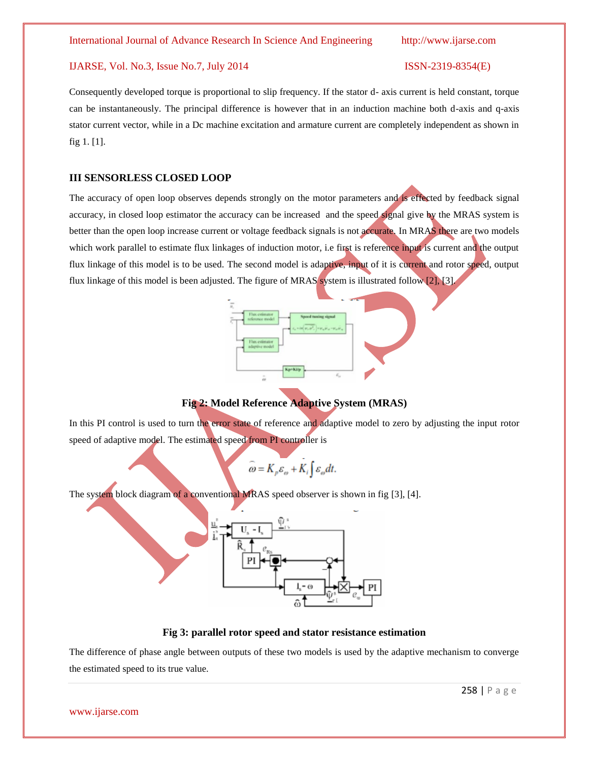Consequently developed torque is proportional to slip frequency. If the stator d- axis current is held constant, torque can be instantaneously. The principal difference is however that in an induction machine both d-axis and q-axis stator current vector, while in a Dc machine excitation and armature current are completely independent as shown in fig 1. [1].

## III SENSORLESS CLOSED LOOP

The accuracy of open loop observes depends strongly on the motor parameters and is effected by feedback signal accuracy, in closed loop estimator the accuracy can be increased and the speed signal give by the MRAS system is better than the open loop increase current or voltage feedback signals is not accurate. In MRAS there are two models which work parallel to estimate flux linkages of induction motor, i.e first is reference input is current and the output flux linkage of this model is to be used. The second model is adaptive, input of it is current and rotor speed, output flux linkage of this model is been adjusted. The figure of MRAS system is illustrated follow [2], [3].

**Fig 2: Model Reference Adaptive System (MRAS)**

In this PI control is used to turn the error state of reference and adaptive model to zero by adjusting the input rotor speed of adaptive model. The estimated speed from PI controller is

$$\hat{\omega} = K_p \varepsilon_\omega + K_i \int \varepsilon_\omega dt.$$

The system block diagram of a conventional MRAS speed observer is shown in fig [3], [4].

**Fig 3: parallel rotor speed and stator resistance estimation**

The difference of phase angle between outputs of these two models is used by the adaptive mechanism to converge the estimated speed to its true value.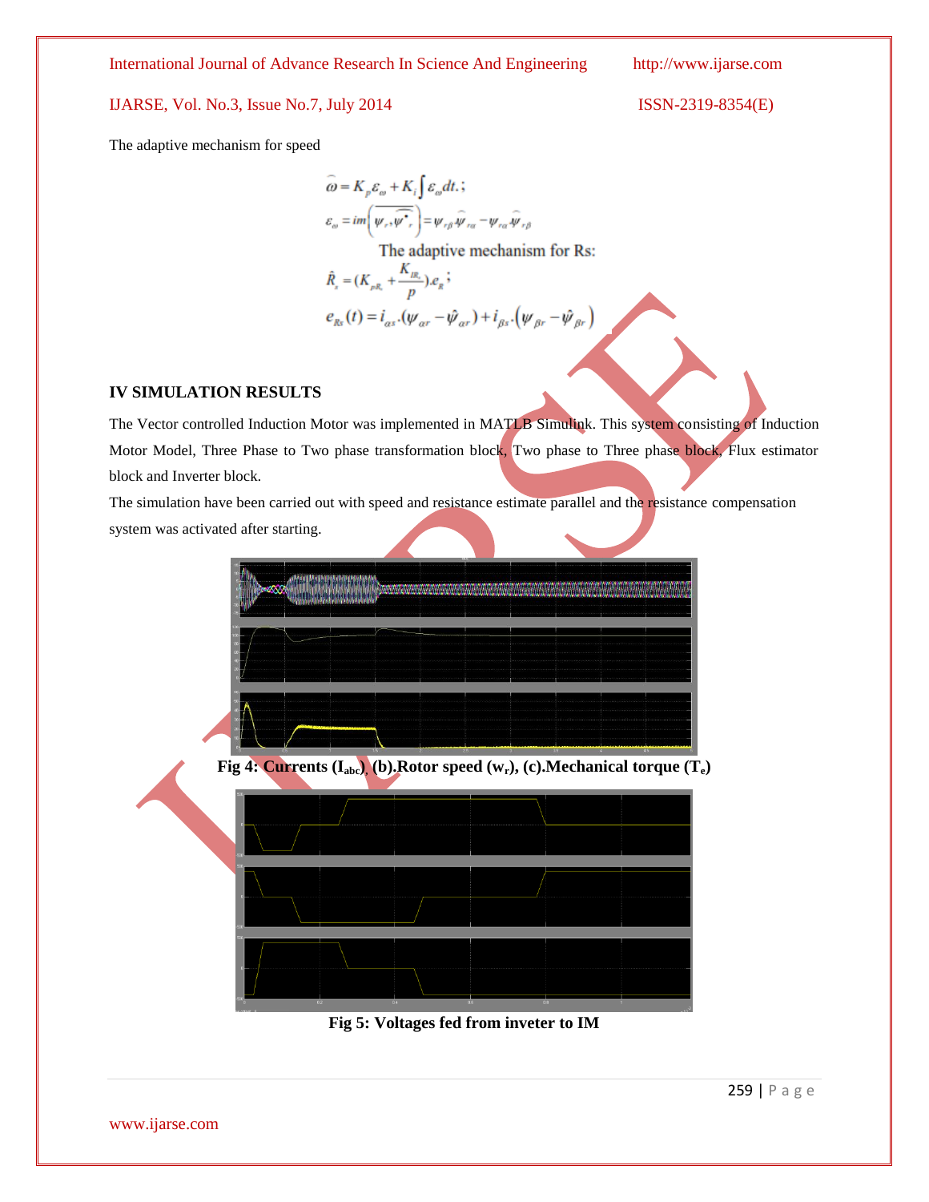The adaptive mechanism for speed

$$\widehat{\omega} = K_p \varepsilon_\omega + K_i \int \varepsilon_\omega dt.;$$

$$\varepsilon_\omega = im\left(\overline{\psi_r \cdot \widehat{\psi^*_r}}\right) = \psi_{r\beta} \widehat{\psi}_{r\alpha} - \psi_{r\alpha} \widehat{\psi}_{r\beta}$$

The adaptive mechanism for Rs:

$$\hat{R}_s = (K_{pR_s} + \frac{K_{IR_s}}{p}).e_R;$$

$$e_{Rs}(t) = i_{\alpha s}.(\psi_{\alpha r} - \hat{\psi}_{\alpha r}) + i_{\beta s}.\left(\psi_{\beta r} - \hat{\psi}_{\beta r}\right)$$

## IV SIMULATION RESULTS

The Vector controlled Induction Motor was implemented in MATLB Simulink. This system consisting of Induction Motor Model, Three Phase to Two phase transformation block, Two phase to Three phase block, Flux estimator block and Inverter block.

The simulation have been carried out with speed and resistance estimate parallel and the resistance compensation system was activated after starting.

**Fig 4: Currents ($I_{abc}$), (b).Rotor speed ($w_r$), (c).Mechanical torque ($T_e$)**

**Fig 5: Voltages fed from inveter to IM**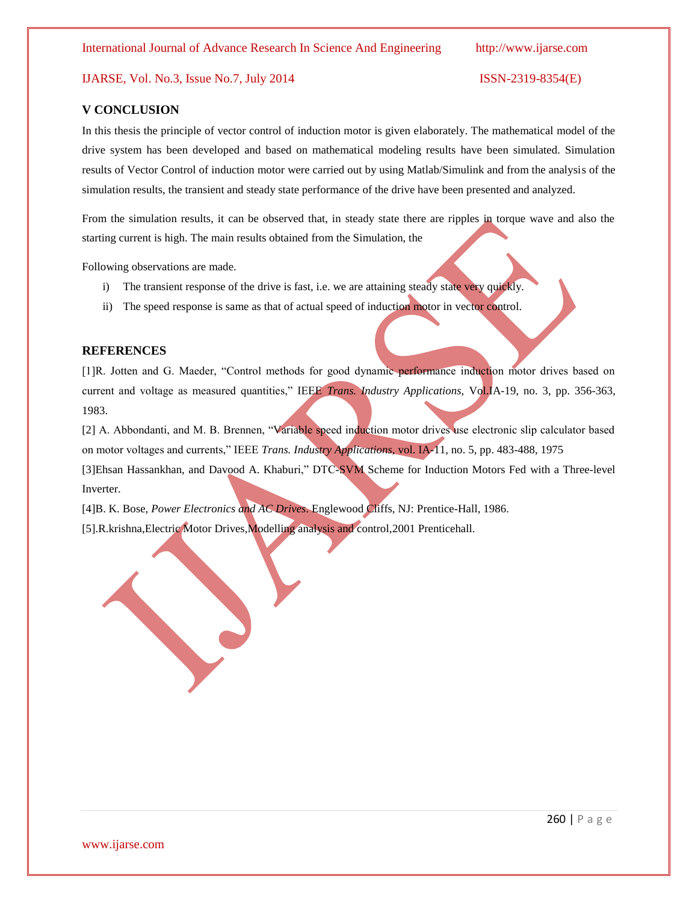## V CONCLUSION

In this thesis the principle of vector control of induction motor is given elaborately. The mathematical model of the drive system has been developed and based on mathematical modeling results have been simulated. Simulation results of Vector Control of induction motor were carried out by using Matlab/Simulink and from the analysis of the simulation results, the transient and steady state performance of the drive have been presented and analyzed.

From the simulation results, it can be observed that, in steady state there are ripples in torque wave and also the starting current is high. The main results obtained from the Simulation, the

Following observations are made.

i) The transient response of the drive is fast, i.e. we are attaining steady state very quickly.

ii) The speed response is same as that of actual speed of induction motor in vector control.

## REFERENCES

[1]R. Jotten and G. Maeder, "Control methods for good dynamic performance induction motor drives based on current and voltage as measured quantities," IEEE *Trans. Industry Applications,* Vol.IA-19, no. 3, pp. 356-363, 1983.

[2] A. Abbondanti, and M. B. Brennen, "Variable speed induction motor drives use electronic slip calculator based on motor voltages and currents," IEEE *Trans. Industry Applications*, vol. IA-11, no. 5, pp. 483-488, 1975

[3]Ehsan Hassankhan, and Davood A. Khaburi," DTC-SVM Scheme for Induction Motors Fed with a Three-level Inverter.

[4]B. K. Bose, *Power Electronics and AC Drives*. Englewood Cliffs, NJ: Prentice-Hall, 1986.

[5].R.krishna,Electric Motor Drives,Modelling analysis and control,2001 Prenticehall.